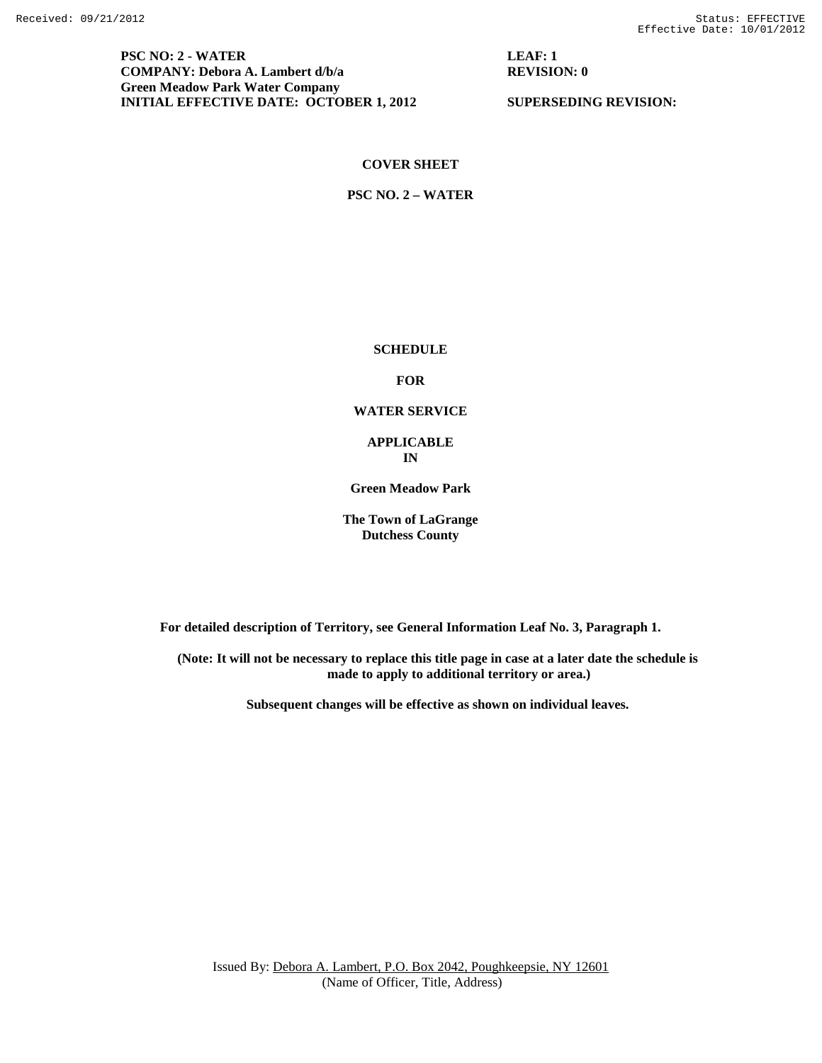**PSC NO: 2 - WATER**
**COMPANY: Debora A. Lambert d/b/a**
**Green Meadow Park Water Company**
**INITIAL EFFECTIVE DATE: OCTOBER 1, 2012**

**LEAF: 1**
**REVISION: 0**

**SUPERSEDING REVISION:**

# COVER SHEET

## PSC NO. 2 – WATER

**SCHEDULE**

**FOR**

**WATER SERVICE**

**APPLICABLE**
**IN**

**Green Meadow Park**

**The Town of LaGrange**
**Dutchess County**

**For detailed description of Territory, see General Information Leaf No. 3, Paragraph 1.**

**(Note: It will not be necessary to replace this title page in case at a later date the schedule is made to apply to additional territory or area.)**

**Subsequent changes will be effective as shown on individual leaves.**

Issued By: Debora A. Lambert, P.O. Box 2042, Poughkeepsie, NY 12601
(Name of Officer, Title, Address)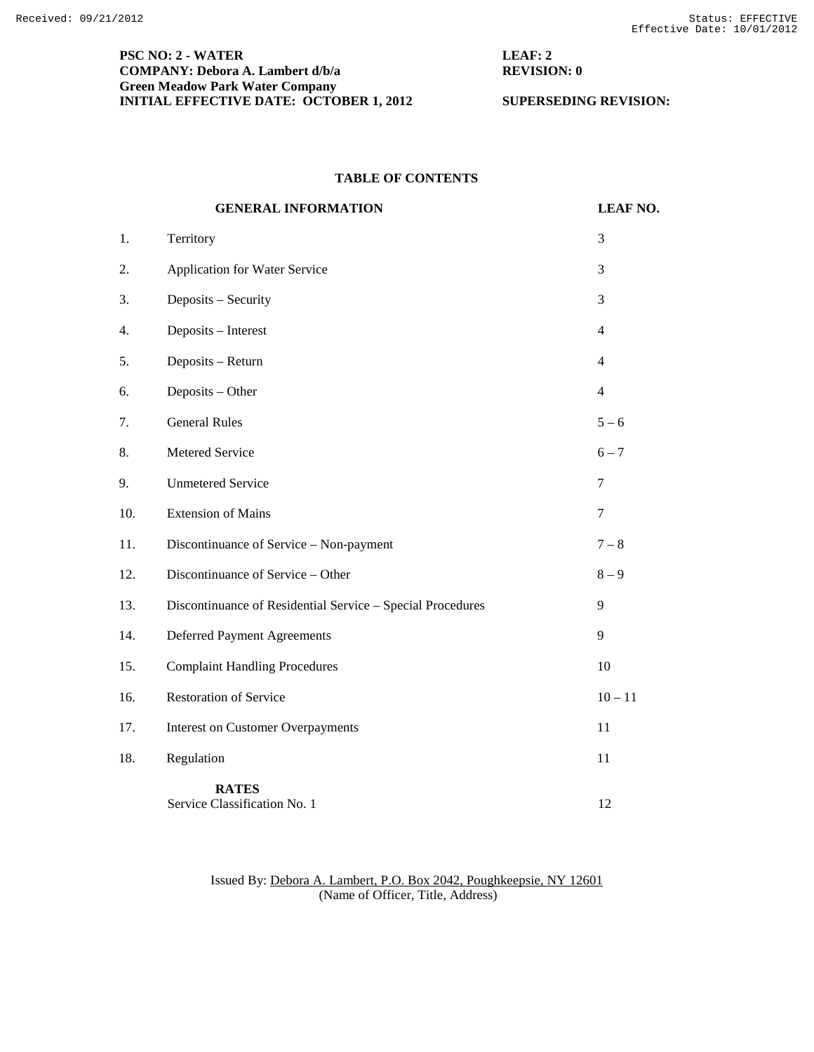Received: 09/21/2012 Status: EFFECTIVE
Effective Date: 10/01/2012

**PSC NO: 2 - WATER** **LEAF: 2**
**COMPANY: Debora A. Lambert d/b/a** **REVISION: 0**
**Green Meadow Park Water Company**
**INITIAL EFFECTIVE DATE: OCTOBER 1, 2012** **SUPERSEDING REVISION:**

## TABLE OF CONTENTS

| | GENERAL INFORMATION | LEAF NO. |
|---|---|---|
| 1. | Territory | 3 |
| 2. | Application for Water Service | 3 |
| 3. | Deposits – Security | 3 |
| 4. | Deposits – Interest | 4 |
| 5. | Deposits – Return | 4 |
| 6. | Deposits – Other | 4 |
| 7. | General Rules | 5 – 6 |
| 8. | Metered Service | 6 – 7 |
| 9. | Unmetered Service | 7 |
| 10. | Extension of Mains | 7 |
| 11. | Discontinuance of Service – Non-payment | 7 – 8 |
| 12. | Discontinuance of Service – Other | 8 – 9 |
| 13. | Discontinuance of Residential Service – Special Procedures | 9 |
| 14. | Deferred Payment Agreements | 9 |
| 15. | Complaint Handling Procedures | 10 |
| 16. | Restoration of Service | 10 – 11 |
| 17. | Interest on Customer Overpayments | 11 |
| 18. | Regulation | 11 |
| | **RATES** | |
| | Service Classification No. 1 | 12 |

Issued By: Debora A. Lambert, P.O. Box 2042, Poughkeepsie, NY 12601
(Name of Officer, Title, Address)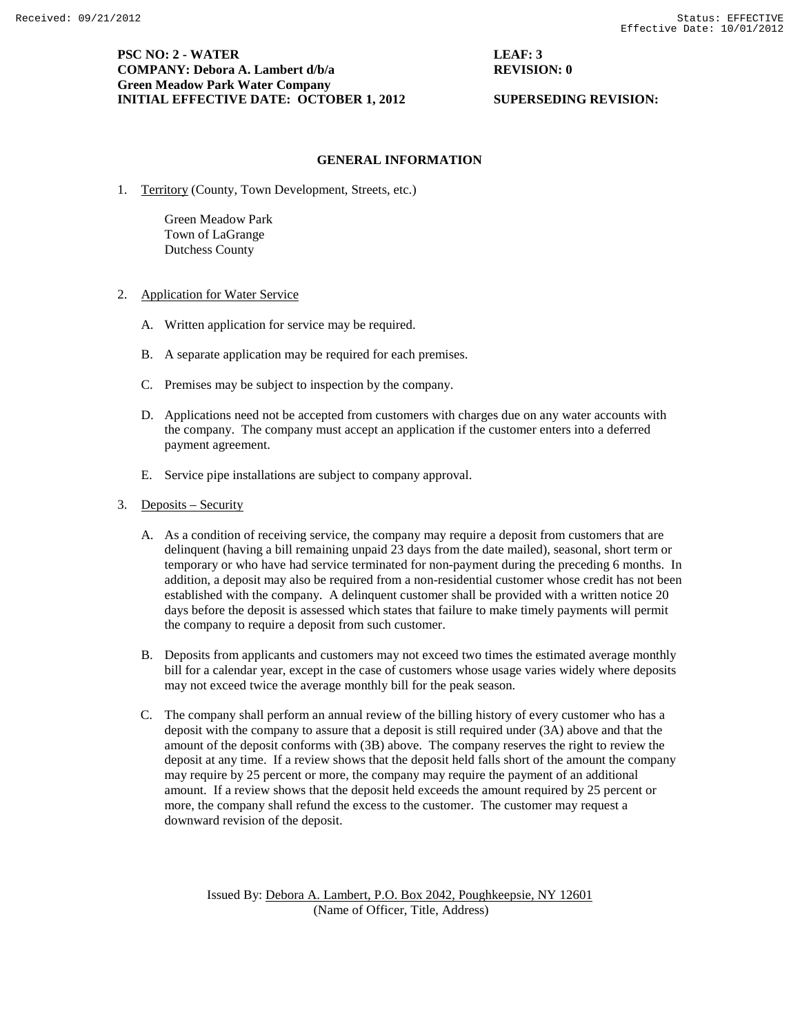**PSC NO: 2 - WATER** **LEAF: 3**
**COMPANY: Debora A. Lambert d/b/a** **REVISION: 0**
**Green Meadow Park Water Company**
**INITIAL EFFECTIVE DATE: OCTOBER 1, 2012** **SUPERSEDING REVISION:**

## GENERAL INFORMATION

1. Territory (County, Town Development, Streets, etc.)

   Green Meadow Park
   Town of LaGrange
   Dutchess County

2. Application for Water Service

   A. Written application for service may be required.

   B. A separate application may be required for each premises.

   C. Premises may be subject to inspection by the company.

   D. Applications need not be accepted from customers with charges due on any water accounts with the company. The company must accept an application if the customer enters into a deferred payment agreement.

   E. Service pipe installations are subject to company approval.

3. Deposits – Security

   A. As a condition of receiving service, the company may require a deposit from customers that are delinquent (having a bill remaining unpaid 23 days from the date mailed), seasonal, short term or temporary or who have had service terminated for non-payment during the preceding 6 months. In addition, a deposit may also be required from a non-residential customer whose credit has not been established with the company. A delinquent customer shall be provided with a written notice 20 days before the deposit is assessed which states that failure to make timely payments will permit the company to require a deposit from such customer.

   B. Deposits from applicants and customers may not exceed two times the estimated average monthly bill for a calendar year, except in the case of customers whose usage varies widely where deposits may not exceed twice the average monthly bill for the peak season.

   C. The company shall perform an annual review of the billing history of every customer who has a deposit with the company to assure that a deposit is still required under (3A) above and that the amount of the deposit conforms with (3B) above. The company reserves the right to review the deposit at any time. If a review shows that the deposit held falls short of the amount the company may require by 25 percent or more, the company may require the payment of an additional amount. If a review shows that the deposit held exceeds the amount required by 25 percent or more, the company shall refund the excess to the customer. The customer may request a downward revision of the deposit.

Issued By: Debora A. Lambert, P.O. Box 2042, Poughkeepsie, NY 12601
(Name of Officer, Title, Address)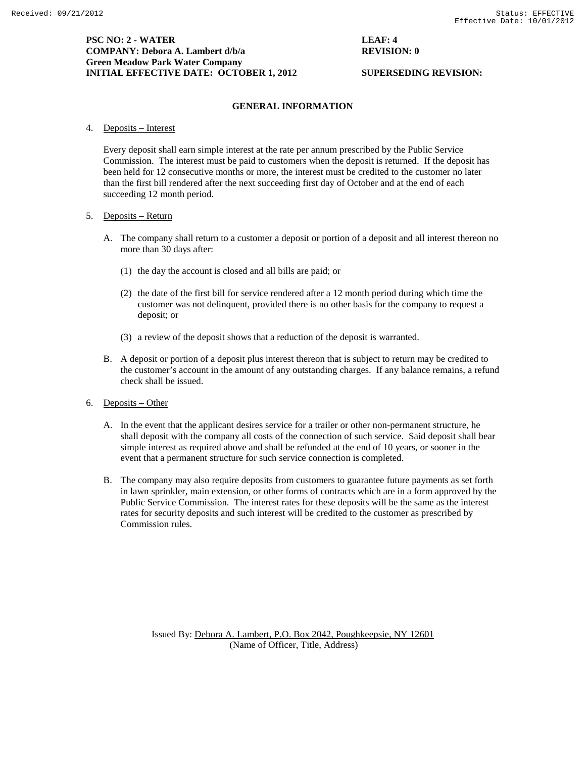**PSC NO: 2 - WATER** **LEAF: 4**
**COMPANY: Debora A. Lambert d/b/a** **REVISION: 0**
**Green Meadow Park Water Company**
**INITIAL EFFECTIVE DATE: OCTOBER 1, 2012** **SUPERSEDING REVISION:**

## GENERAL INFORMATION

4. Deposits – Interest

   Every deposit shall earn simple interest at the rate per annum prescribed by the Public Service Commission. The interest must be paid to customers when the deposit is returned. If the deposit has been held for 12 consecutive months or more, the interest must be credited to the customer no later than the first bill rendered after the next succeeding first day of October and at the end of each succeeding 12 month period.

5. Deposits – Return

   A. The company shall return to a customer a deposit or portion of a deposit and all interest thereon no more than 30 days after:

      (1) the day the account is closed and all bills are paid; or

      (2) the date of the first bill for service rendered after a 12 month period during which time the customer was not delinquent, provided there is no other basis for the company to request a deposit; or

      (3) a review of the deposit shows that a reduction of the deposit is warranted.

   B. A deposit or portion of a deposit plus interest thereon that is subject to return may be credited to the customer's account in the amount of any outstanding charges. If any balance remains, a refund check shall be issued.

6. Deposits – Other

   A. In the event that the applicant desires service for a trailer or other non-permanent structure, he shall deposit with the company all costs of the connection of such service. Said deposit shall bear simple interest as required above and shall be refunded at the end of 10 years, or sooner in the event that a permanent structure for such service connection is completed.

   B. The company may also require deposits from customers to guarantee future payments as set forth in lawn sprinkler, main extension, or other forms of contracts which are in a form approved by the Public Service Commission. The interest rates for these deposits will be the same as the interest rates for security deposits and such interest will be credited to the customer as prescribed by Commission rules.

Issued By: Debora A. Lambert, P.O. Box 2042, Poughkeepsie, NY 12601
(Name of Officer, Title, Address)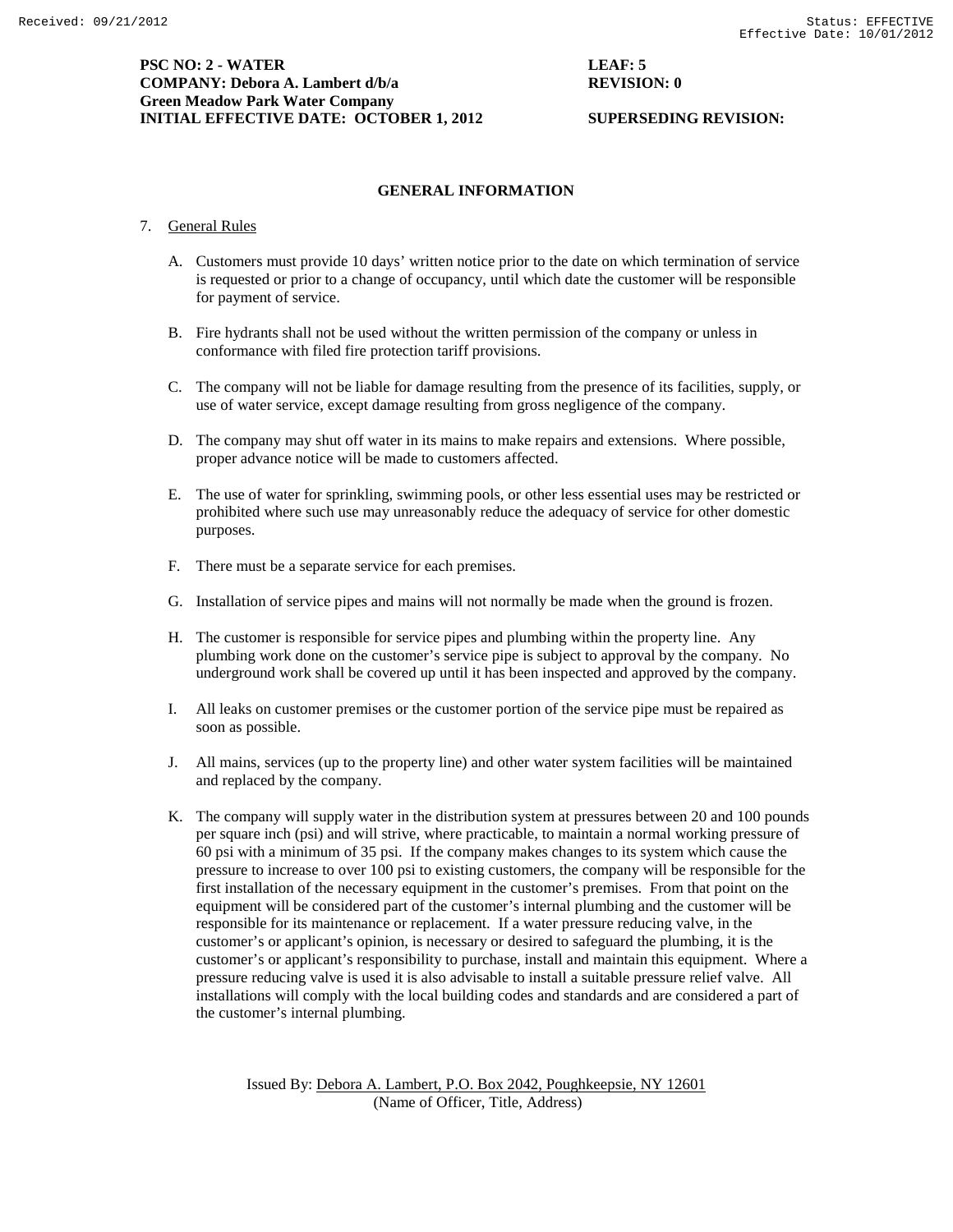**PSC NO: 2 - WATER** **LEAF: 5**
**COMPANY: Debora A. Lambert d/b/a** **REVISION: 0**
**Green Meadow Park Water Company**
**INITIAL EFFECTIVE DATE: OCTOBER 1, 2012** **SUPERSEDING REVISION:**

## GENERAL INFORMATION

7. General Rules

   A. Customers must provide 10 days' written notice prior to the date on which termination of service is requested or prior to a change of occupancy, until which date the customer will be responsible for payment of service.

   B. Fire hydrants shall not be used without the written permission of the company or unless in conformance with filed fire protection tariff provisions.

   C. The company will not be liable for damage resulting from the presence of its facilities, supply, or use of water service, except damage resulting from gross negligence of the company.

   D. The company may shut off water in its mains to make repairs and extensions. Where possible, proper advance notice will be made to customers affected.

   E. The use of water for sprinkling, swimming pools, or other less essential uses may be restricted or prohibited where such use may unreasonably reduce the adequacy of service for other domestic purposes.

   F. There must be a separate service for each premises.

   G. Installation of service pipes and mains will not normally be made when the ground is frozen.

   H. The customer is responsible for service pipes and plumbing within the property line. Any plumbing work done on the customer's service pipe is subject to approval by the company. No underground work shall be covered up until it has been inspected and approved by the company.

   I. All leaks on customer premises or the customer portion of the service pipe must be repaired as soon as possible.

   J. All mains, services (up to the property line) and other water system facilities will be maintained and replaced by the company.

   K. The company will supply water in the distribution system at pressures between 20 and 100 pounds per square inch (psi) and will strive, where practicable, to maintain a normal working pressure of 60 psi with a minimum of 35 psi. If the company makes changes to its system which cause the pressure to increase to over 100 psi to existing customers, the company will be responsible for the first installation of the necessary equipment in the customer's premises. From that point on the equipment will be considered part of the customer's internal plumbing and the customer will be responsible for its maintenance or replacement. If a water pressure reducing valve, in the customer's or applicant's opinion, is necessary or desired to safeguard the plumbing, it is the customer's or applicant's responsibility to purchase, install and maintain this equipment. Where a pressure reducing valve is used it is also advisable to install a suitable pressure relief valve. All installations will comply with the local building codes and standards and are considered a part of the customer's internal plumbing.

Issued By: Debora A. Lambert, P.O. Box 2042, Poughkeepsie, NY 12601
(Name of Officer, Title, Address)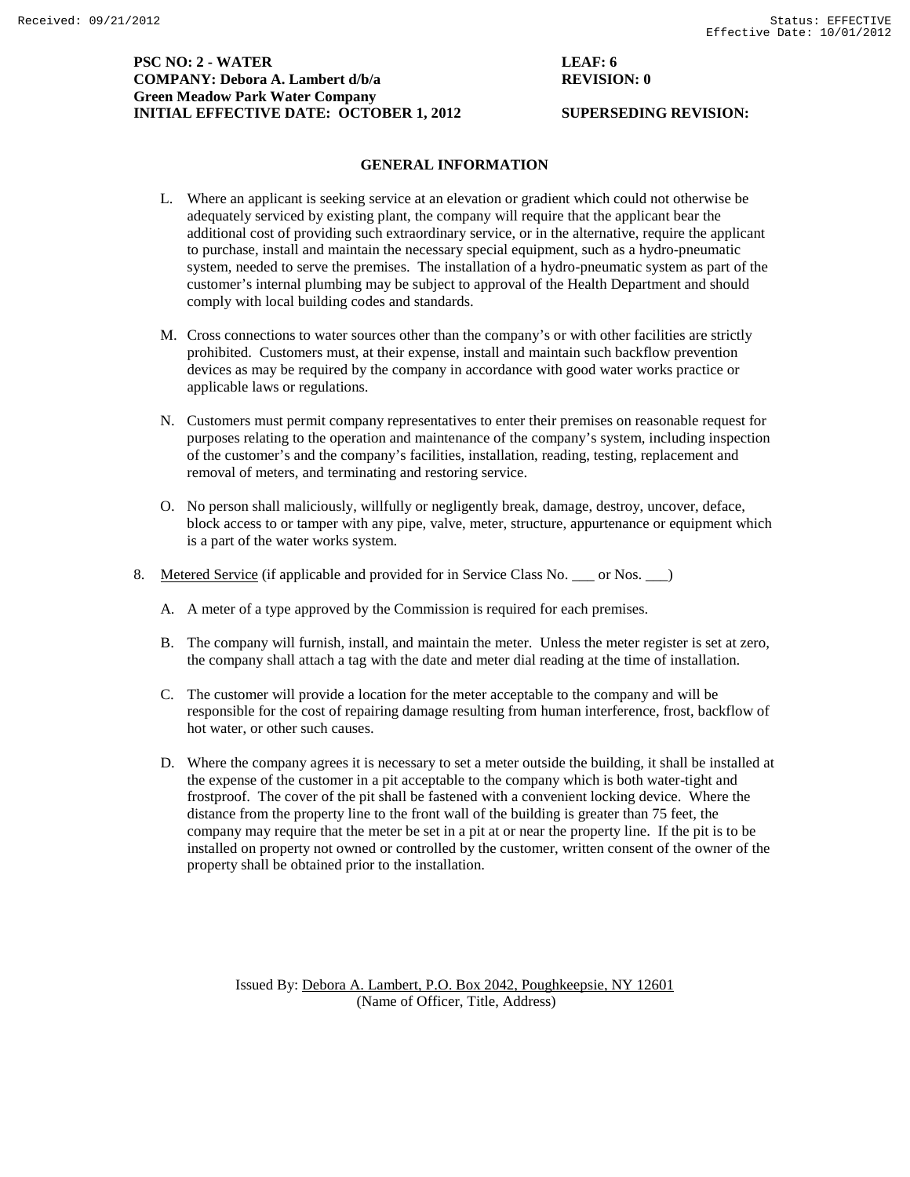**PSC NO: 2 - WATER** **LEAF: 6**
**COMPANY: Debora A. Lambert d/b/a** **REVISION: 0**
**Green Meadow Park Water Company**
**INITIAL EFFECTIVE DATE: OCTOBER 1, 2012** **SUPERSEDING REVISION:**

## GENERAL INFORMATION

L. Where an applicant is seeking service at an elevation or gradient which could not otherwise be adequately serviced by existing plant, the company will require that the applicant bear the additional cost of providing such extraordinary service, or in the alternative, require the applicant to purchase, install and maintain the necessary special equipment, such as a hydro-pneumatic system, needed to serve the premises. The installation of a hydro-pneumatic system as part of the customer's internal plumbing may be subject to approval of the Health Department and should comply with local building codes and standards.

M. Cross connections to water sources other than the company's or with other facilities are strictly prohibited. Customers must, at their expense, install and maintain such backflow prevention devices as may be required by the company in accordance with good water works practice or applicable laws or regulations.

N. Customers must permit company representatives to enter their premises on reasonable request for purposes relating to the operation and maintenance of the company's system, including inspection of the customer's and the company's facilities, installation, reading, testing, replacement and removal of meters, and terminating and restoring service.

O. No person shall maliciously, willfully or negligently break, damage, destroy, uncover, deface, block access to or tamper with any pipe, valve, meter, structure, appurtenance or equipment which is a part of the water works system.

8. Metered Service (if applicable and provided for in Service Class No. ___ or Nos. ___)

A. A meter of a type approved by the Commission is required for each premises.

B. The company will furnish, install, and maintain the meter. Unless the meter register is set at zero, the company shall attach a tag with the date and meter dial reading at the time of installation.

C. The customer will provide a location for the meter acceptable to the company and will be responsible for the cost of repairing damage resulting from human interference, frost, backflow of hot water, or other such causes.

D. Where the company agrees it is necessary to set a meter outside the building, it shall be installed at the expense of the customer in a pit acceptable to the company which is both water-tight and frostproof. The cover of the pit shall be fastened with a convenient locking device. Where the distance from the property line to the front wall of the building is greater than 75 feet, the company may require that the meter be set in a pit at or near the property line. If the pit is to be installed on property not owned or controlled by the customer, written consent of the owner of the property shall be obtained prior to the installation.

Issued By: Debora A. Lambert, P.O. Box 2042, Poughkeepsie, NY 12601
(Name of Officer, Title, Address)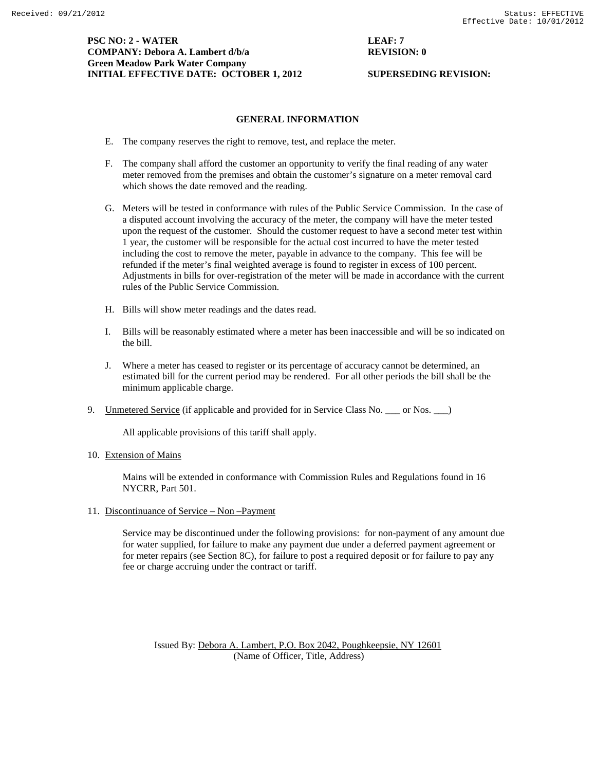**PSC NO: 2 - WATER** **LEAF: 7**
**COMPANY: Debora A. Lambert d/b/a** **REVISION: 0**
**Green Meadow Park Water Company**
**INITIAL EFFECTIVE DATE: OCTOBER 1, 2012** **SUPERSEDING REVISION:**

## GENERAL INFORMATION

E. The company reserves the right to remove, test, and replace the meter.

F. The company shall afford the customer an opportunity to verify the final reading of any water meter removed from the premises and obtain the customer's signature on a meter removal card which shows the date removed and the reading.

G. Meters will be tested in conformance with rules of the Public Service Commission. In the case of a disputed account involving the accuracy of the meter, the company will have the meter tested upon the request of the customer. Should the customer request to have a second meter test within 1 year, the customer will be responsible for the actual cost incurred to have the meter tested including the cost to remove the meter, payable in advance to the company. This fee will be refunded if the meter's final weighted average is found to register in excess of 100 percent. Adjustments in bills for over-registration of the meter will be made in accordance with the current rules of the Public Service Commission.

H. Bills will show meter readings and the dates read.

I. Bills will be reasonably estimated where a meter has been inaccessible and will be so indicated on the bill.

J. Where a meter has ceased to register or its percentage of accuracy cannot be determined, an estimated bill for the current period may be rendered. For all other periods the bill shall be the minimum applicable charge.

9. Unmetered Service (if applicable and provided for in Service Class No. ___ or Nos. ___)

   All applicable provisions of this tariff shall apply.

10. Extension of Mains

    Mains will be extended in conformance with Commission Rules and Regulations found in 16 NYCRR, Part 501.

11. Discontinuance of Service – Non –Payment

    Service may be discontinued under the following provisions: for non-payment of any amount due for water supplied, for failure to make any payment due under a deferred payment agreement or for meter repairs (see Section 8C), for failure to post a required deposit or for failure to pay any fee or charge accruing under the contract or tariff.

Issued By: Debora A. Lambert, P.O. Box 2042, Poughkeepsie, NY 12601
(Name of Officer, Title, Address)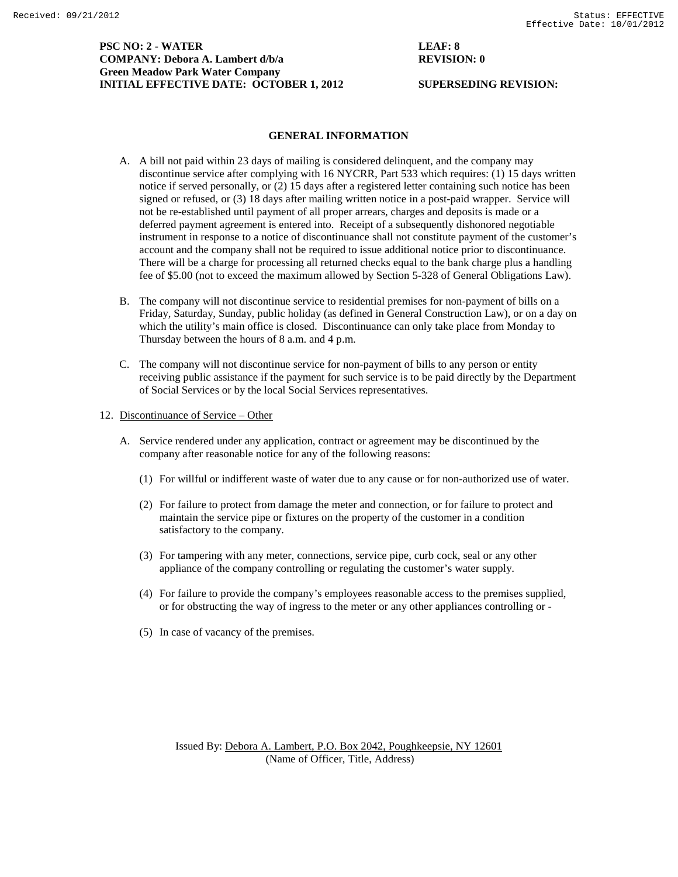**PSC NO: 2 - WATER** **LEAF: 8**
**COMPANY: Debora A. Lambert d/b/a** **REVISION: 0**
**Green Meadow Park Water Company**
**INITIAL EFFECTIVE DATE: OCTOBER 1, 2012** **SUPERSEDING REVISION:**

## GENERAL INFORMATION

A. A bill not paid within 23 days of mailing is considered delinquent, and the company may discontinue service after complying with 16 NYCRR, Part 533 which requires: (1) 15 days written notice if served personally, or (2) 15 days after a registered letter containing such notice has been signed or refused, or (3) 18 days after mailing written notice in a post-paid wrapper. Service will not be re-established until payment of all proper arrears, charges and deposits is made or a deferred payment agreement is entered into. Receipt of a subsequently dishonored negotiable instrument in response to a notice of discontinuance shall not constitute payment of the customer's account and the company shall not be required to issue additional notice prior to discontinuance. There will be a charge for processing all returned checks equal to the bank charge plus a handling fee of $5.00 (not to exceed the maximum allowed by Section 5-328 of General Obligations Law).

B. The company will not discontinue service to residential premises for non-payment of bills on a Friday, Saturday, Sunday, public holiday (as defined in General Construction Law), or on a day on which the utility's main office is closed. Discontinuance can only take place from Monday to Thursday between the hours of 8 a.m. and 4 p.m.

C. The company will not discontinue service for non-payment of bills to any person or entity receiving public assistance if the payment for such service is to be paid directly by the Department of Social Services or by the local Social Services representatives.

12. Discontinuance of Service – Other

A. Service rendered under any application, contract or agreement may be discontinued by the company after reasonable notice for any of the following reasons:

(1) For willful or indifferent waste of water due to any cause or for non-authorized use of water.

(2) For failure to protect from damage the meter and connection, or for failure to protect and maintain the service pipe or fixtures on the property of the customer in a condition satisfactory to the company.

(3) For tampering with any meter, connections, service pipe, curb cock, seal or any other appliance of the company controlling or regulating the customer's water supply.

(4) For failure to provide the company's employees reasonable access to the premises supplied, or for obstructing the way of ingress to the meter or any other appliances controlling or -

(5) In case of vacancy of the premises.

Issued By: Debora A. Lambert, P.O. Box 2042, Poughkeepsie, NY 12601
(Name of Officer, Title, Address)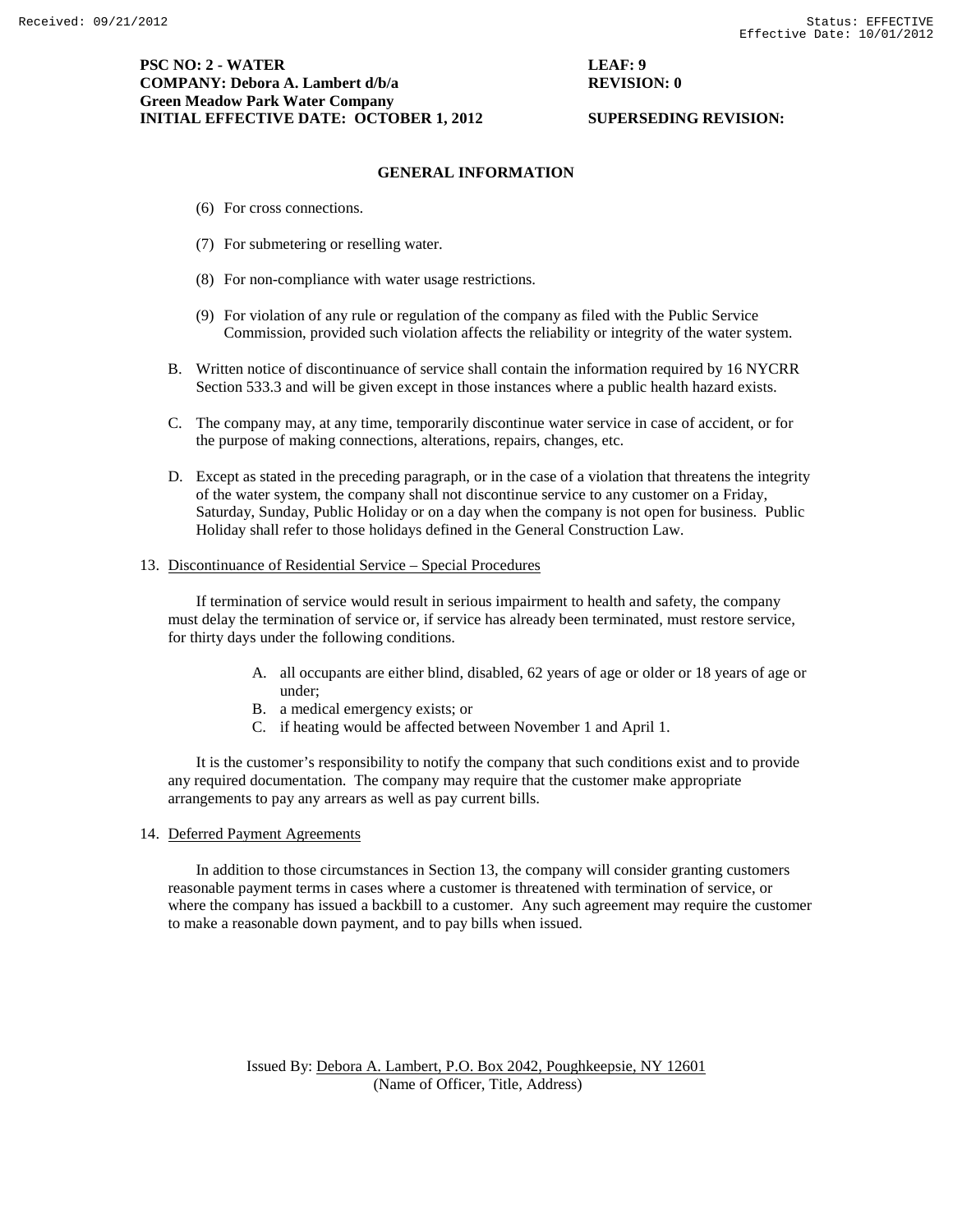**PSC NO: 2 - WATER** **LEAF: 9**
**COMPANY: Debora A. Lambert d/b/a** **REVISION: 0**
**Green Meadow Park Water Company**
**INITIAL EFFECTIVE DATE: OCTOBER 1, 2012** **SUPERSEDING REVISION:**

## GENERAL INFORMATION

(6) For cross connections.

(7) For submetering or reselling water.

(8) For non-compliance with water usage restrictions.

(9) For violation of any rule or regulation of the company as filed with the Public Service Commission, provided such violation affects the reliability or integrity of the water system.

B. Written notice of discontinuance of service shall contain the information required by 16 NYCRR Section 533.3 and will be given except in those instances where a public health hazard exists.

C. The company may, at any time, temporarily discontinue water service in case of accident, or for the purpose of making connections, alterations, repairs, changes, etc.

D. Except as stated in the preceding paragraph, or in the case of a violation that threatens the integrity of the water system, the company shall not discontinue service to any customer on a Friday, Saturday, Sunday, Public Holiday or on a day when the company is not open for business. Public Holiday shall refer to those holidays defined in the General Construction Law.

13. Discontinuance of Residential Service – Special Procedures

If termination of service would result in serious impairment to health and safety, the company must delay the termination of service or, if service has already been terminated, must restore service, for thirty days under the following conditions.

A. all occupants are either blind, disabled, 62 years of age or older or 18 years of age or under;
B. a medical emergency exists; or
C. if heating would be affected between November 1 and April 1.

It is the customer's responsibility to notify the company that such conditions exist and to provide any required documentation. The company may require that the customer make appropriate arrangements to pay any arrears as well as pay current bills.

14. Deferred Payment Agreements

In addition to those circumstances in Section 13, the company will consider granting customers reasonable payment terms in cases where a customer is threatened with termination of service, or where the company has issued a backbill to a customer. Any such agreement may require the customer to make a reasonable down payment, and to pay bills when issued.

Issued By: Debora A. Lambert, P.O. Box 2042, Poughkeepsie, NY 12601
(Name of Officer, Title, Address)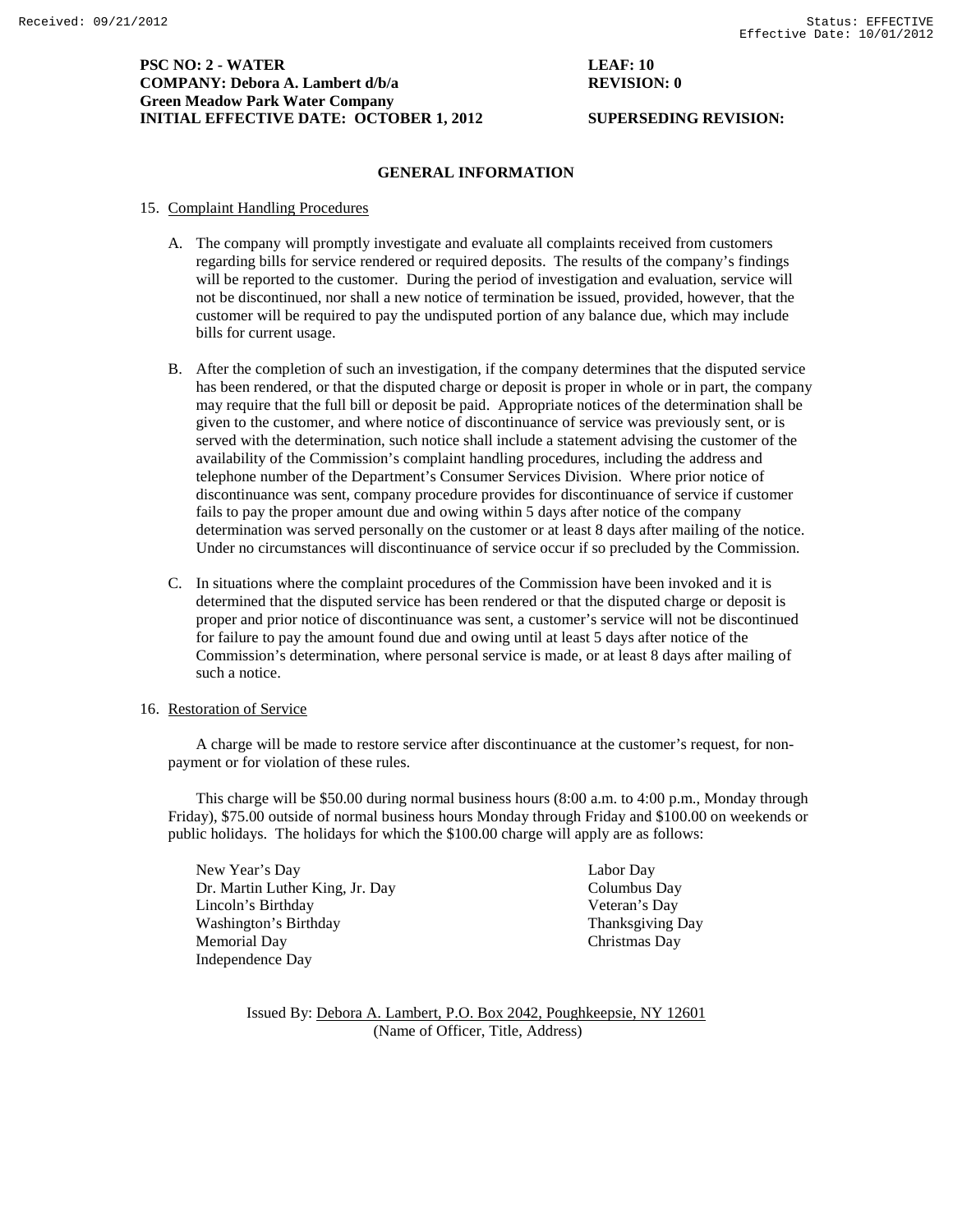**PSC NO: 2 - WATER** **LEAF: 10**
**COMPANY: Debora A. Lambert d/b/a** **REVISION: 0**
**Green Meadow Park Water Company**
**INITIAL EFFECTIVE DATE: OCTOBER 1, 2012** **SUPERSEDING REVISION:**

## GENERAL INFORMATION

15. Complaint Handling Procedures

A. The company will promptly investigate and evaluate all complaints received from customers regarding bills for service rendered or required deposits. The results of the company's findings will be reported to the customer. During the period of investigation and evaluation, service will not be discontinued, nor shall a new notice of termination be issued, provided, however, that the customer will be required to pay the undisputed portion of any balance due, which may include bills for current usage.

B. After the completion of such an investigation, if the company determines that the disputed service has been rendered, or that the disputed charge or deposit is proper in whole or in part, the company may require that the full bill or deposit be paid. Appropriate notices of the determination shall be given to the customer, and where notice of discontinuance of service was previously sent, or is served with the determination, such notice shall include a statement advising the customer of the availability of the Commission's complaint handling procedures, including the address and telephone number of the Department's Consumer Services Division. Where prior notice of discontinuance was sent, company procedure provides for discontinuance of service if customer fails to pay the proper amount due and owing within 5 days after notice of the company determination was served personally on the customer or at least 8 days after mailing of the notice. Under no circumstances will discontinuance of service occur if so precluded by the Commission.

C. In situations where the complaint procedures of the Commission have been invoked and it is determined that the disputed service has been rendered or that the disputed charge or deposit is proper and prior notice of discontinuance was sent, a customer's service will not be discontinued for failure to pay the amount found due and owing until at least 5 days after notice of the Commission's determination, where personal service is made, or at least 8 days after mailing of such a notice.

16. Restoration of Service

A charge will be made to restore service after discontinuance at the customer's request, for non-payment or for violation of these rules.

This charge will be $50.00 during normal business hours (8:00 a.m. to 4:00 p.m., Monday through Friday), $75.00 outside of normal business hours Monday through Friday and $100.00 on weekends or public holidays. The holidays for which the $100.00 charge will apply are as follows:

- New Year's Day
- Dr. Martin Luther King, Jr. Day
- Lincoln's Birthday
- Washington's Birthday
- Memorial Day
- Independence Day
- Labor Day
- Columbus Day
- Veteran's Day
- Thanksgiving Day
- Christmas Day

Issued By: Debora A. Lambert, P.O. Box 2042, Poughkeepsie, NY 12601
(Name of Officer, Title, Address)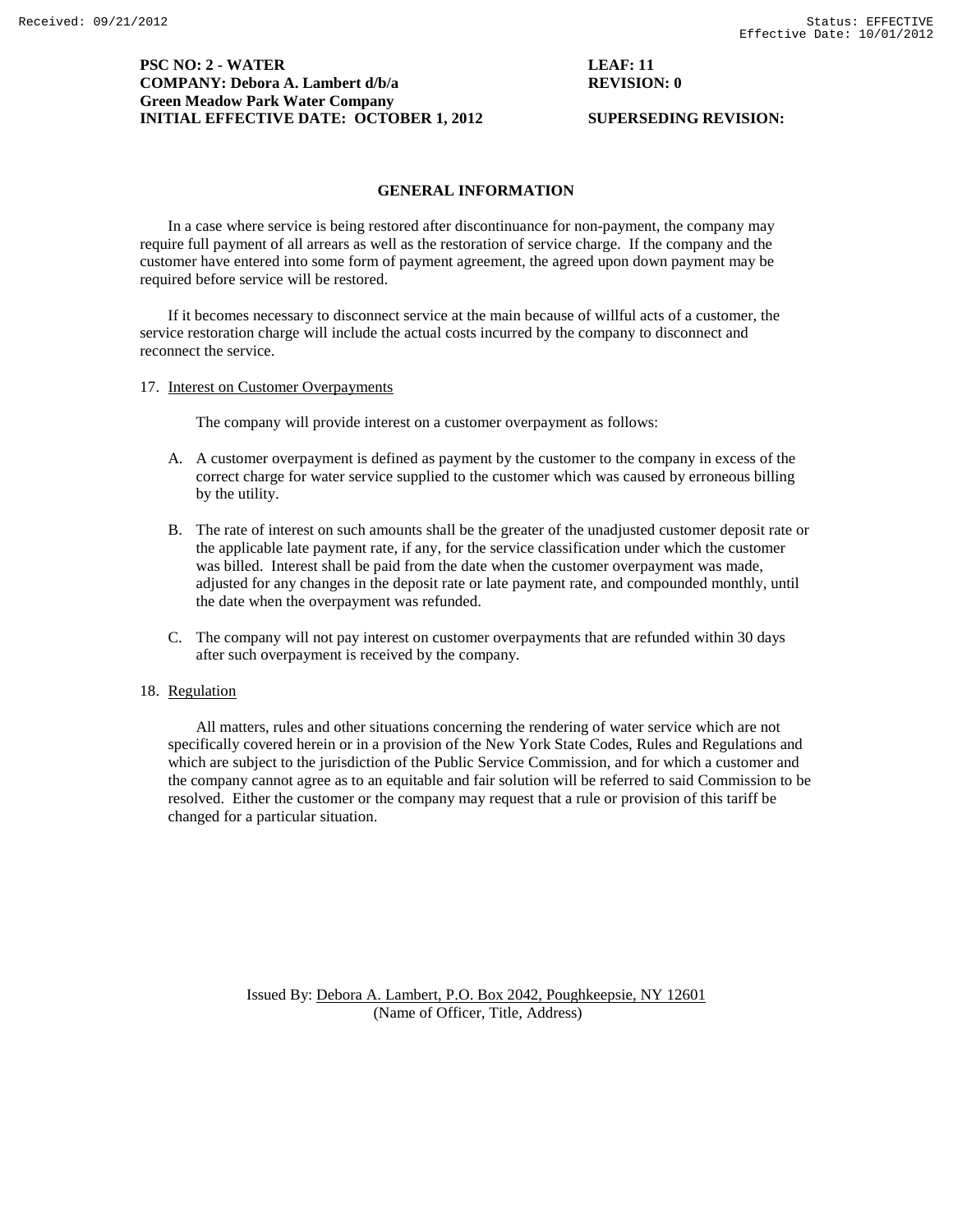**PSC NO: 2 - WATER** **LEAF: 11**
**COMPANY: Debora A. Lambert d/b/a** **REVISION: 0**
**Green Meadow Park Water Company**
**INITIAL EFFECTIVE DATE: OCTOBER 1, 2012** **SUPERSEDING REVISION:**

## GENERAL INFORMATION

In a case where service is being restored after discontinuance for non-payment, the company may require full payment of all arrears as well as the restoration of service charge. If the company and the customer have entered into some form of payment agreement, the agreed upon down payment may be required before service will be restored.

If it becomes necessary to disconnect service at the main because of willful acts of a customer, the service restoration charge will include the actual costs incurred by the company to disconnect and reconnect the service.

17. Interest on Customer Overpayments

    The company will provide interest on a customer overpayment as follows:

    A. A customer overpayment is defined as payment by the customer to the company in excess of the correct charge for water service supplied to the customer which was caused by erroneous billing by the utility.

    B. The rate of interest on such amounts shall be the greater of the unadjusted customer deposit rate or the applicable late payment rate, if any, for the service classification under which the customer was billed. Interest shall be paid from the date when the customer overpayment was made, adjusted for any changes in the deposit rate or late payment rate, and compounded monthly, until the date when the overpayment was refunded.

    C. The company will not pay interest on customer overpayments that are refunded within 30 days after such overpayment is received by the company.

18. Regulation

    All matters, rules and other situations concerning the rendering of water service which are not specifically covered herein or in a provision of the New York State Codes, Rules and Regulations and which are subject to the jurisdiction of the Public Service Commission, and for which a customer and the company cannot agree as to an equitable and fair solution will be referred to said Commission to be resolved. Either the customer or the company may request that a rule or provision of this tariff be changed for a particular situation.

Issued By: Debora A. Lambert, P.O. Box 2042, Poughkeepsie, NY 12601
(Name of Officer, Title, Address)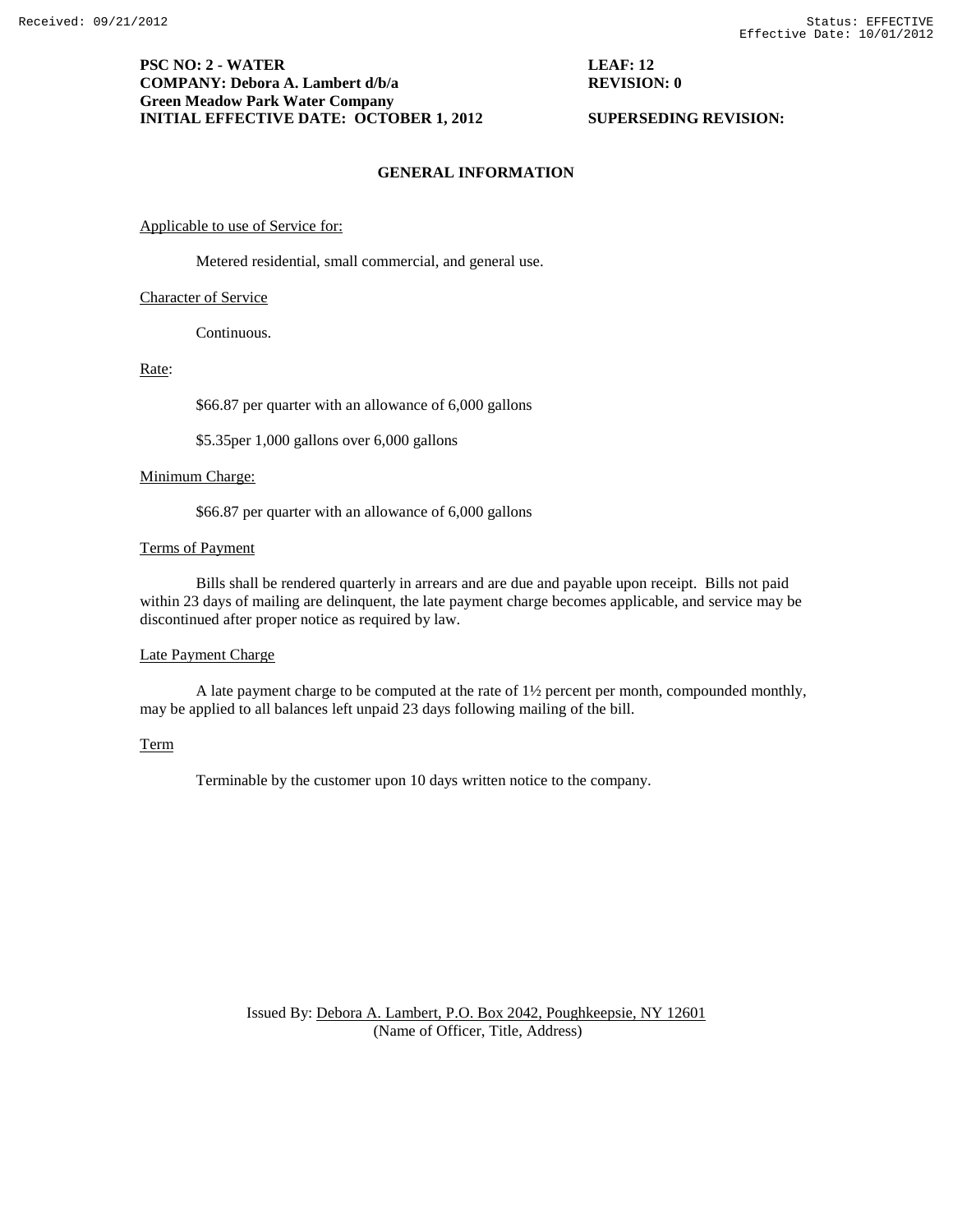**PSC NO: 2 - WATER** **LEAF: 12**
**COMPANY: Debora A. Lambert d/b/a** **REVISION: 0**
**Green Meadow Park Water Company**
**INITIAL EFFECTIVE DATE: OCTOBER 1, 2012** **SUPERSEDING REVISION:**

## GENERAL INFORMATION

Applicable to use of Service for:

Metered residential, small commercial, and general use.

Character of Service

Continuous.

Rate:

\$66.87 per quarter with an allowance of 6,000 gallons

\$5.35per 1,000 gallons over 6,000 gallons

Minimum Charge:

\$66.87 per quarter with an allowance of 6,000 gallons

Terms of Payment

Bills shall be rendered quarterly in arrears and are due and payable upon receipt. Bills not paid within 23 days of mailing are delinquent, the late payment charge becomes applicable, and service may be discontinued after proper notice as required by law.

Late Payment Charge

A late payment charge to be computed at the rate of 1½ percent per month, compounded monthly, may be applied to all balances left unpaid 23 days following mailing of the bill.

Term

Terminable by the customer upon 10 days written notice to the company.

Issued By: Debora A. Lambert, P.O. Box 2042, Poughkeepsie, NY 12601
(Name of Officer, Title, Address)